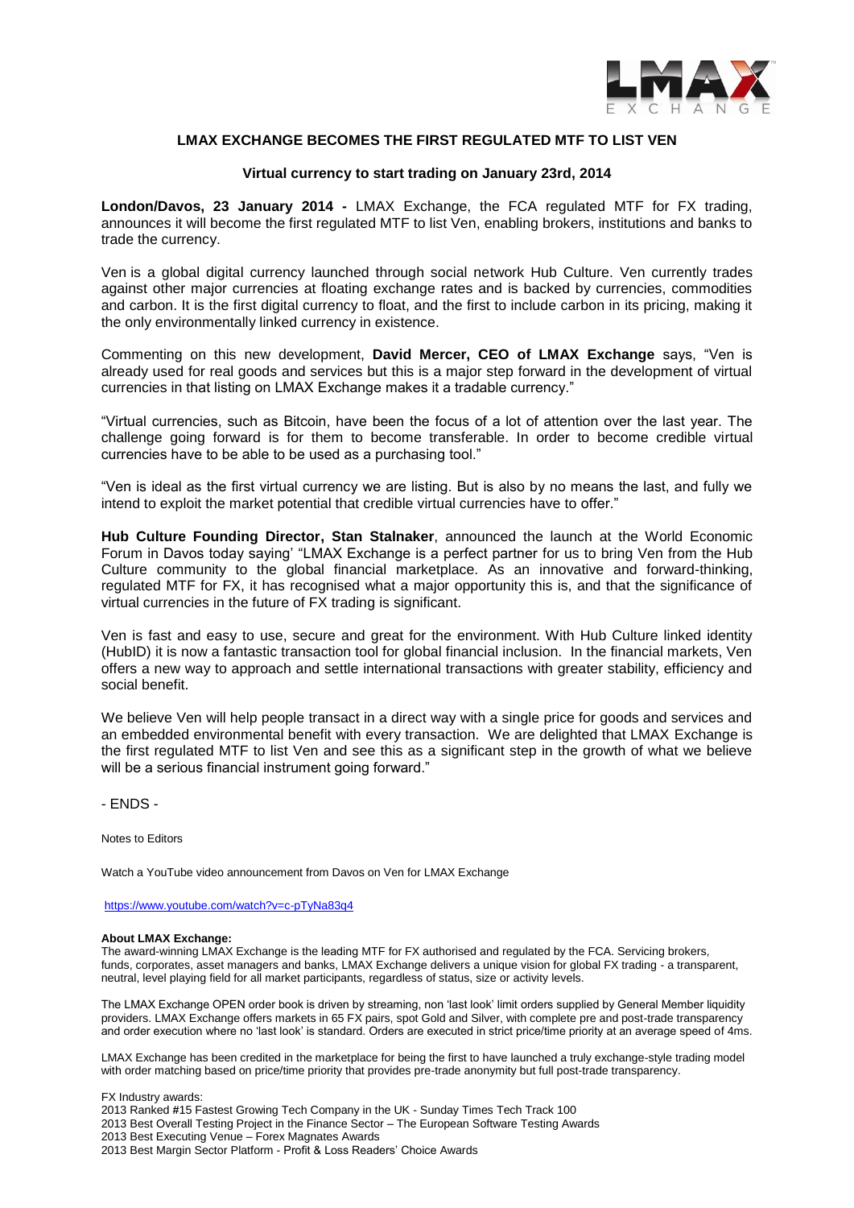# LMAX EXCHANGE BECOMES THE FIRST REGULATED MTF TO LIST VEN

## Virtual currency to start trading on January 23rd, 2014

**London/Davos, 23 January 2014 -** LMAX Exchange, the FCA regulated MTF for FX trading, announces it will become the first regulated MTF to list Ven, enabling brokers, institutions and banks to trade the currency.

Ven is a global digital currency launched through social network Hub Culture. Ven currently trades against other major currencies at floating exchange rates and is backed by currencies, commodities and carbon. It is the first digital currency to float, and the first to include carbon in its pricing, making it the only environmentally linked currency in existence.

Commenting on this new development, **David Mercer, CEO of LMAX Exchange** says, "Ven is already used for real goods and services but this is a major step forward in the development of virtual currencies in that listing on LMAX Exchange makes it a tradable currency."

"Virtual currencies, such as Bitcoin, have been the focus of a lot of attention over the last year. The challenge going forward is for them to become transferable. In order to become credible virtual currencies have to be able to be used as a purchasing tool."

"Ven is ideal as the first virtual currency we are listing. But is also by no means the last, and fully we intend to exploit the market potential that credible virtual currencies have to offer."

**Hub Culture Founding Director, Stan Stalnaker**, announced the launch at the World Economic Forum in Davos today saying' "LMAX Exchange is a perfect partner for us to bring Ven from the Hub Culture community to the global financial marketplace. As an innovative and forward-thinking, regulated MTF for FX, it has recognised what a major opportunity this is, and that the significance of virtual currencies in the future of FX trading is significant.

Ven is fast and easy to use, secure and great for the environment. With Hub Culture linked identity (HubID) it is now a fantastic transaction tool for global financial inclusion. In the financial markets, Ven offers a new way to approach and settle international transactions with greater stability, efficiency and social benefit.

We believe Ven will help people transact in a direct way with a single price for goods and services and an embedded environmental benefit with every transaction. We are delighted that LMAX Exchange is the first regulated MTF to list Ven and see this as a significant step in the growth of what we believe will be a serious financial instrument going forward."

- ENDS -

Notes to Editors

Watch a YouTube video announcement from Davos on Ven for LMAX Exchange

https://www.youtube.com/watch?v=c-pTyNa83q4

**About LMAX Exchange:**
The award-winning LMAX Exchange is the leading MTF for FX authorised and regulated by the FCA. Servicing brokers, funds, corporates, asset managers and banks, LMAX Exchange delivers a unique vision for global FX trading - a transparent, neutral, level playing field for all market participants, regardless of status, size or activity levels.

The LMAX Exchange OPEN order book is driven by streaming, non 'last look' limit orders supplied by General Member liquidity providers. LMAX Exchange offers markets in 65 FX pairs, spot Gold and Silver, with complete pre and post-trade transparency and order execution where no 'last look' is standard. Orders are executed in strict price/time priority at an average speed of 4ms.

LMAX Exchange has been credited in the marketplace for being the first to have launched a truly exchange-style trading model with order matching based on price/time priority that provides pre-trade anonymity but full post-trade transparency.

FX Industry awards:
2013 Ranked #15 Fastest Growing Tech Company in the UK - Sunday Times Tech Track 100
2013 Best Overall Testing Project in the Finance Sector – The European Software Testing Awards
2013 Best Executing Venue – Forex Magnates Awards
2013 Best Margin Sector Platform - Profit & Loss Readers' Choice Awards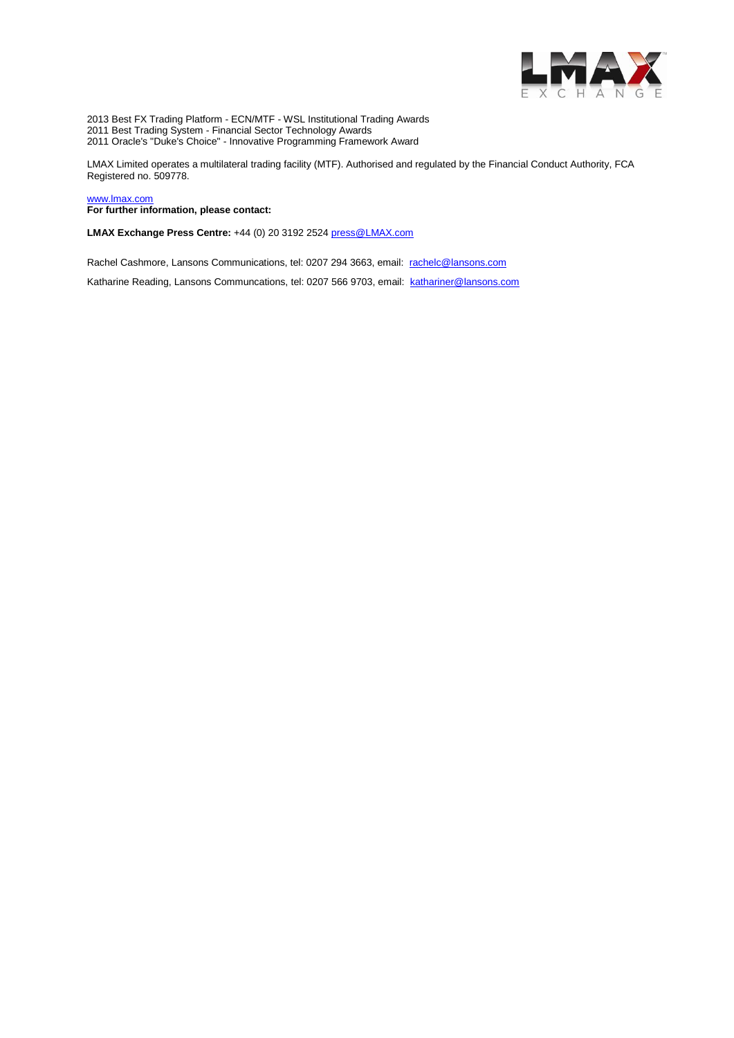2013 Best FX Trading Platform - ECN/MTF - WSL Institutional Trading Awards
2011 Best Trading System - Financial Sector Technology Awards
2011 Oracle's "Duke's Choice" - Innovative Programming Framework Award

LMAX Limited operates a multilateral trading facility (MTF). Authorised and regulated by the Financial Conduct Authority, FCA Registered no. 509778.

www.lmax.com

**For further information, please contact:**

**LMAX Exchange Press Centre:** +44 (0) 20 3192 2524 press@LMAX.com

Rachel Cashmore, Lansons Communications, tel: 0207 294 3663, email: rachelc@lansons.com

Katharine Reading, Lansons Communcations, tel: 0207 566 9703, email: kathariner@lansons.com